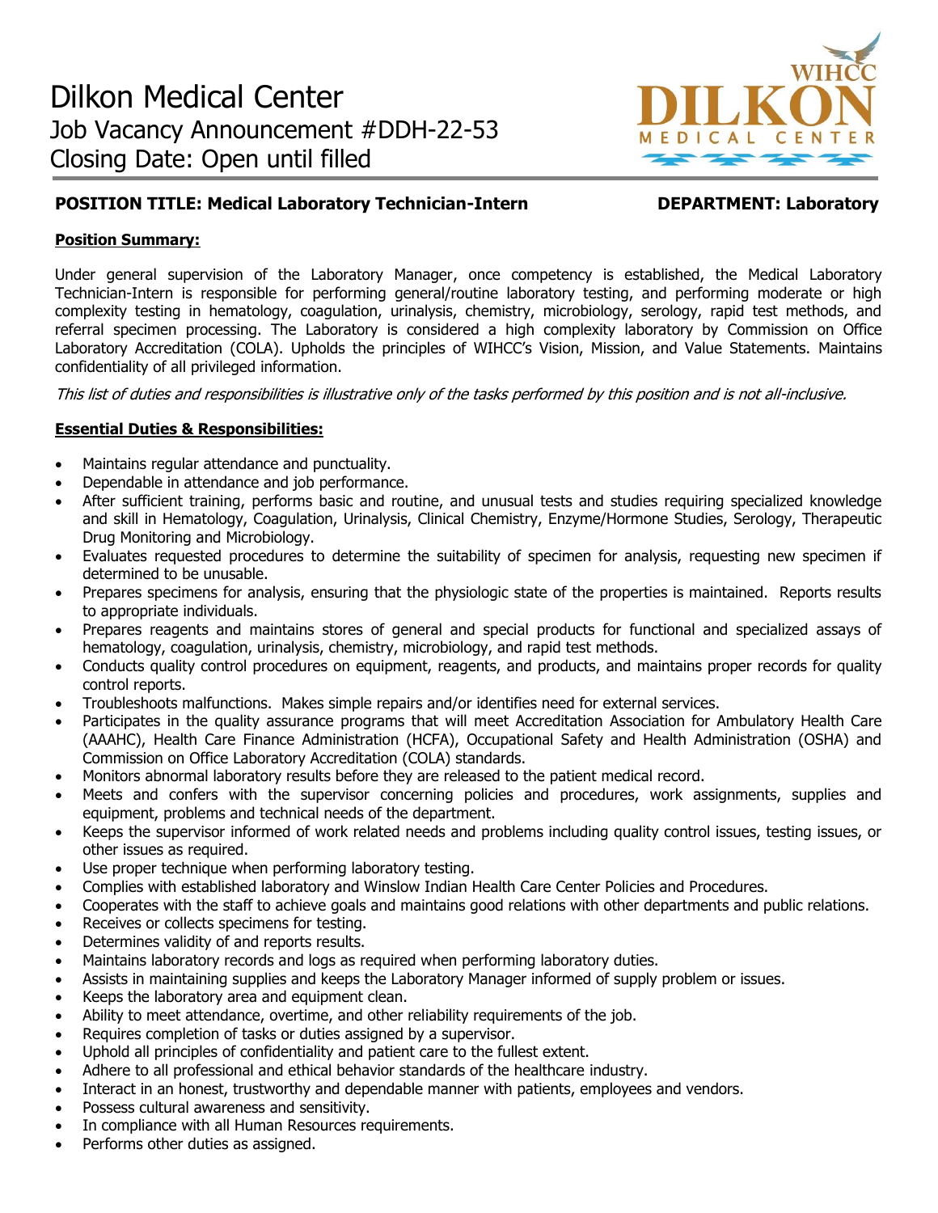# Dilkon Medical Center

Job Vacancy Announcement #DDH-22-53

Closing Date: Open until filled

WIHCC DILKON MEDICAL CENTER

**POSITION TITLE: Medical Laboratory Technician-Intern** **DEPARTMENT: Laboratory**

## Position Summary:

Under general supervision of the Laboratory Manager, once competency is established, the Medical Laboratory Technician-Intern is responsible for performing general/routine laboratory testing, and performing moderate or high complexity testing in hematology, coagulation, urinalysis, chemistry, microbiology, serology, rapid test methods, and referral specimen processing. The Laboratory is considered a high complexity laboratory by Commission on Office Laboratory Accreditation (COLA). Upholds the principles of WIHCC's Vision, Mission, and Value Statements. Maintains confidentiality of all privileged information.

*This list of duties and responsibilities is illustrative only of the tasks performed by this position and is not all-inclusive.*

## Essential Duties & Responsibilities:

- Maintains regular attendance and punctuality.
- Dependable in attendance and job performance.
- After sufficient training, performs basic and routine, and unusual tests and studies requiring specialized knowledge and skill in Hematology, Coagulation, Urinalysis, Clinical Chemistry, Enzyme/Hormone Studies, Serology, Therapeutic Drug Monitoring and Microbiology.
- Evaluates requested procedures to determine the suitability of specimen for analysis, requesting new specimen if determined to be unusable.
- Prepares specimens for analysis, ensuring that the physiologic state of the properties is maintained. Reports results to appropriate individuals.
- Prepares reagents and maintains stores of general and special products for functional and specialized assays of hematology, coagulation, urinalysis, chemistry, microbiology, and rapid test methods.
- Conducts quality control procedures on equipment, reagents, and products, and maintains proper records for quality control reports.
- Troubleshoots malfunctions. Makes simple repairs and/or identifies need for external services.
- Participates in the quality assurance programs that will meet Accreditation Association for Ambulatory Health Care (AAAHC), Health Care Finance Administration (HCFA), Occupational Safety and Health Administration (OSHA) and Commission on Office Laboratory Accreditation (COLA) standards.
- Monitors abnormal laboratory results before they are released to the patient medical record.
- Meets and confers with the supervisor concerning policies and procedures, work assignments, supplies and equipment, problems and technical needs of the department.
- Keeps the supervisor informed of work related needs and problems including quality control issues, testing issues, or other issues as required.
- Use proper technique when performing laboratory testing.
- Complies with established laboratory and Winslow Indian Health Care Center Policies and Procedures.
- Cooperates with the staff to achieve goals and maintains good relations with other departments and public relations.
- Receives or collects specimens for testing.
- Determines validity of and reports results.
- Maintains laboratory records and logs as required when performing laboratory duties.
- Assists in maintaining supplies and keeps the Laboratory Manager informed of supply problem or issues.
- Keeps the laboratory area and equipment clean.
- Ability to meet attendance, overtime, and other reliability requirements of the job.
- Requires completion of tasks or duties assigned by a supervisor.
- Uphold all principles of confidentiality and patient care to the fullest extent.
- Adhere to all professional and ethical behavior standards of the healthcare industry.
- Interact in an honest, trustworthy and dependable manner with patients, employees and vendors.
- Possess cultural awareness and sensitivity.
- In compliance with all Human Resources requirements.
- Performs other duties as assigned.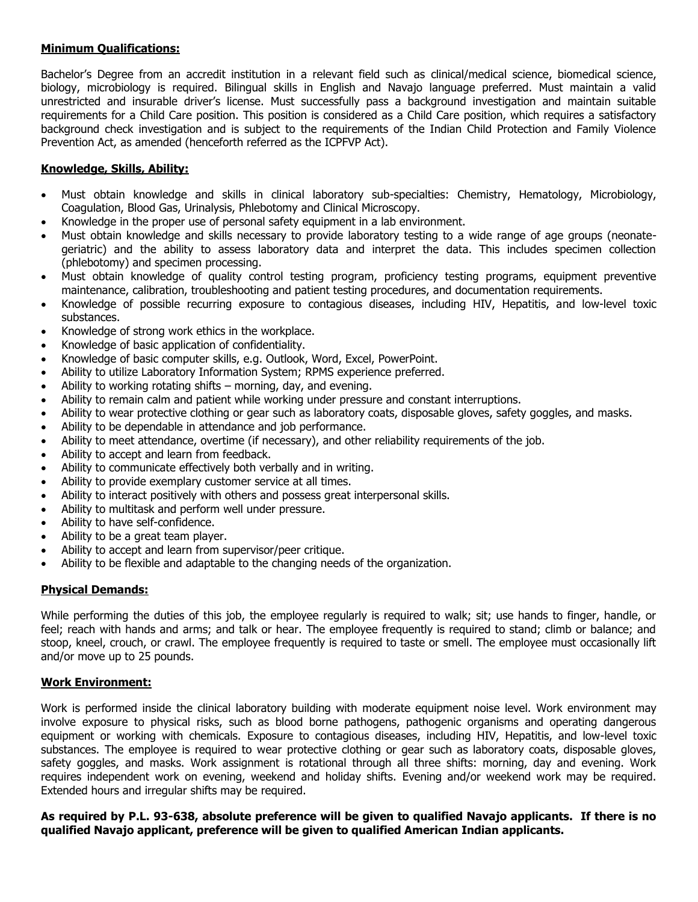**Minimum Qualifications:**

Bachelor's Degree from an accredit institution in a relevant field such as clinical/medical science, biomedical science, biology, microbiology is required. Bilingual skills in English and Navajo language preferred. Must maintain a valid unrestricted and insurable driver's license. Must successfully pass a background investigation and maintain suitable requirements for a Child Care position. This position is considered as a Child Care position, which requires a satisfactory background check investigation and is subject to the requirements of the Indian Child Protection and Family Violence Prevention Act, as amended (henceforth referred as the ICPFVP Act).

**Knowledge, Skills, Ability:**

- Must obtain knowledge and skills in clinical laboratory sub-specialties: Chemistry, Hematology, Microbiology, Coagulation, Blood Gas, Urinalysis, Phlebotomy and Clinical Microscopy.
- Knowledge in the proper use of personal safety equipment in a lab environment.
- Must obtain knowledge and skills necessary to provide laboratory testing to a wide range of age groups (neonate-geriatric) and the ability to assess laboratory data and interpret the data. This includes specimen collection (phlebotomy) and specimen processing.
- Must obtain knowledge of quality control testing program, proficiency testing programs, equipment preventive maintenance, calibration, troubleshooting and patient testing procedures, and documentation requirements.
- Knowledge of possible recurring exposure to contagious diseases, including HIV, Hepatitis, and low-level toxic substances.
- Knowledge of strong work ethics in the workplace.
- Knowledge of basic application of confidentiality.
- Knowledge of basic computer skills, e.g. Outlook, Word, Excel, PowerPoint.
- Ability to utilize Laboratory Information System; RPMS experience preferred.
- Ability to working rotating shifts – morning, day, and evening.
- Ability to remain calm and patient while working under pressure and constant interruptions.
- Ability to wear protective clothing or gear such as laboratory coats, disposable gloves, safety goggles, and masks.
- Ability to be dependable in attendance and job performance.
- Ability to meet attendance, overtime (if necessary), and other reliability requirements of the job.
- Ability to accept and learn from feedback.
- Ability to communicate effectively both verbally and in writing.
- Ability to provide exemplary customer service at all times.
- Ability to interact positively with others and possess great interpersonal skills.
- Ability to multitask and perform well under pressure.
- Ability to have self-confidence.
- Ability to be a great team player.
- Ability to accept and learn from supervisor/peer critique.
- Ability to be flexible and adaptable to the changing needs of the organization.

**Physical Demands:**

While performing the duties of this job, the employee regularly is required to walk; sit; use hands to finger, handle, or feel; reach with hands and arms; and talk or hear. The employee frequently is required to stand; climb or balance; and stoop, kneel, crouch, or crawl. The employee frequently is required to taste or smell. The employee must occasionally lift and/or move up to 25 pounds.

**Work Environment:**

Work is performed inside the clinical laboratory building with moderate equipment noise level. Work environment may involve exposure to physical risks, such as blood borne pathogens, pathogenic organisms and operating dangerous equipment or working with chemicals. Exposure to contagious diseases, including HIV, Hepatitis, and low-level toxic substances. The employee is required to wear protective clothing or gear such as laboratory coats, disposable gloves, safety goggles, and masks. Work assignment is rotational through all three shifts: morning, day and evening. Work requires independent work on evening, weekend and holiday shifts. Evening and/or weekend work may be required. Extended hours and irregular shifts may be required.

**As required by P.L. 93-638, absolute preference will be given to qualified Navajo applicants. If there is no qualified Navajo applicant, preference will be given to qualified American Indian applicants.**